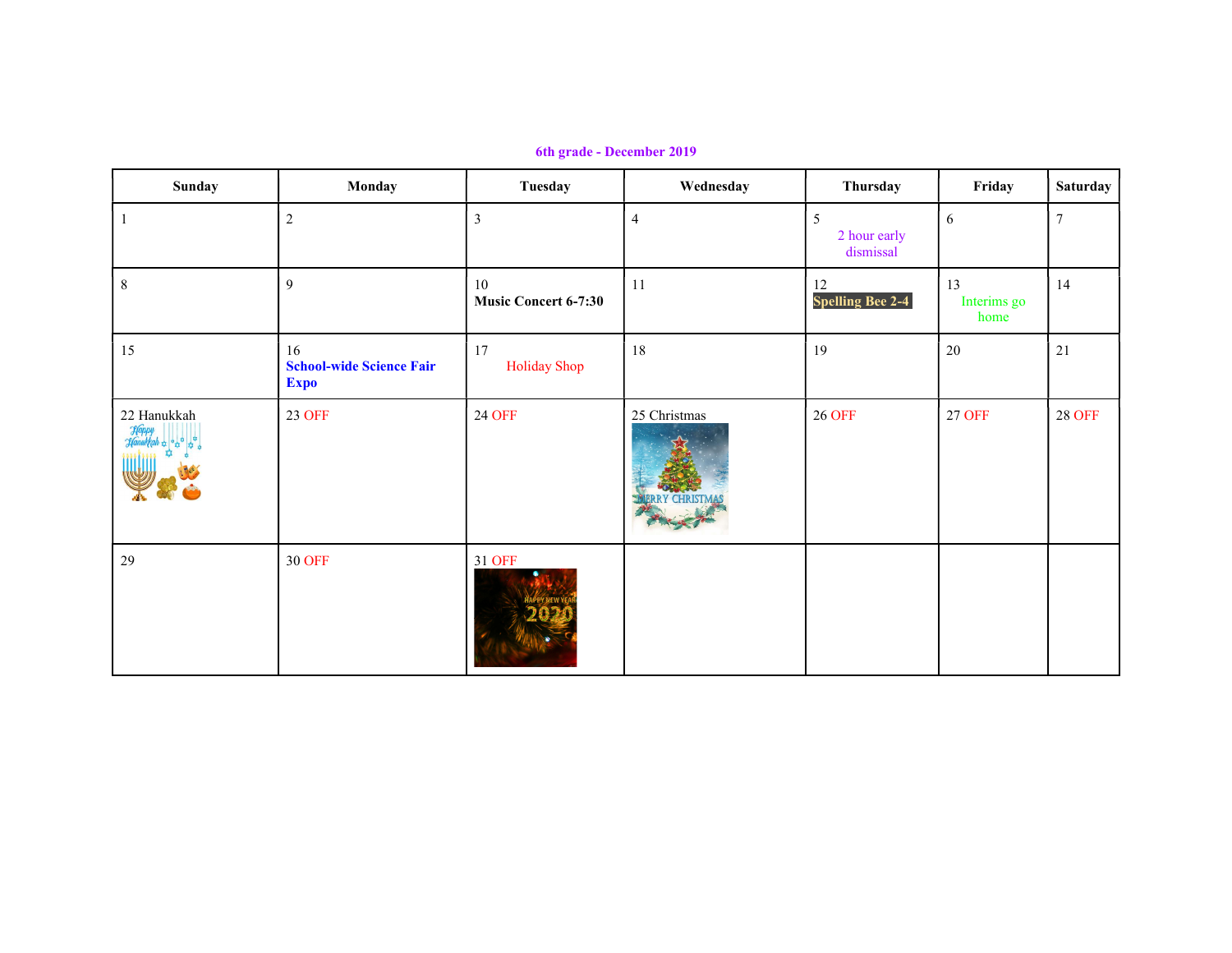**6th grade - December 2019**

| Sunday | Monday | Tuesday | Wednesday | Thursday | Friday | Saturday |
|---|---|---|---|---|---|---|
| 1 | 2 | 3 | 4 | 5 2 hour early dismissal | 6 | 7 |
| 8 | 9 | 10 **Music Concert 6-7:30** | 11 | 12 **Spelling Bee 2-4** | 13 Interims go home | 14 |
| 15 | 16 **School-wide Science Fair Expo** | 17 Holiday Shop | 18 | 19 | 20 | 21 |
| 22 Hanukkah | 23 OFF | 24 OFF | 25 Christmas | 26 OFF | 27 OFF | 28 OFF |
| 29 | 30 OFF | 31 OFF | | | | |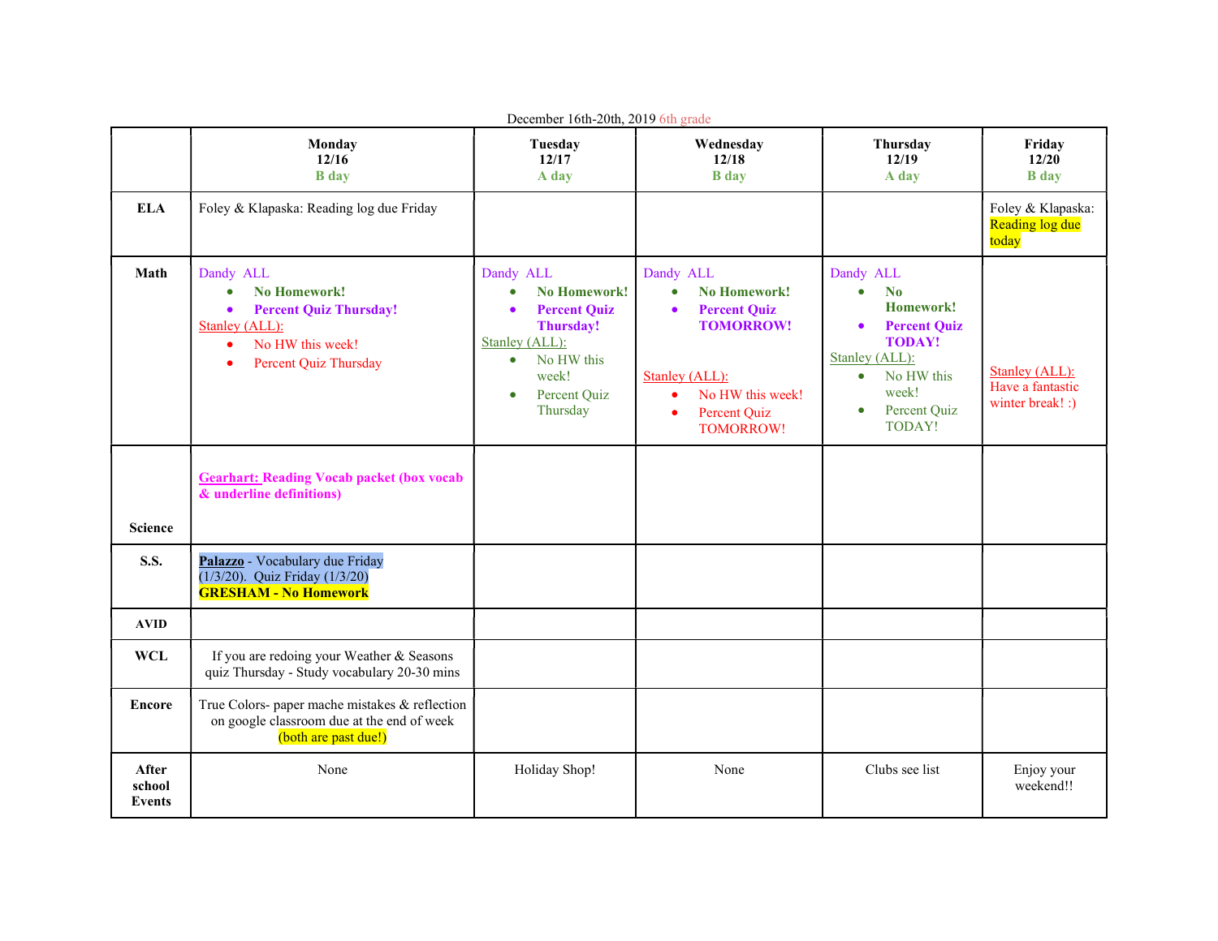December 16th-20th, 2019 6th grade

| | Monday 12/16 B day | Tuesday 12/17 A day | Wednesday 12/18 B day | Thursday 12/19 A day | Friday 12/20 B day |
|---|---|---|---|---|---|
| **ELA** | Foley & Klapaska: Reading log due Friday | | | | Foley & Klapaska: Reading log due today |
| **Math** | Dandy ALL<br>• **No Homework!**<br>• **Percent Quiz Thursday!**<br>Stanley (ALL):<br>• No HW this week!<br>• Percent Quiz Thursday | Dandy ALL<br>• **No Homework!**<br>• **Percent Quiz Thursday!**<br>Stanley (ALL):<br>• No HW this week!<br>• Percent Quiz Thursday | Dandy ALL<br>• **No Homework!**<br>• **Percent Quiz TOMORROW!**<br>Stanley (ALL):<br>• No HW this week!<br>• Percent Quiz TOMORROW! | Dandy ALL<br>• **No Homework!**<br>• **Percent Quiz TODAY!**<br>Stanley (ALL):<br>• No HW this week!<br>• Percent Quiz TODAY! | Stanley (ALL): Have a fantastic winter break! :) |
| **Science** | **Gearhart: Reading Vocab packet (box vocab & underline definitions)** | | | | |
| **S.S.** | **Palazzo** - Vocabulary due Friday (1/3/20). Quiz Friday (1/3/20)<br>**GRESHAM - No Homework** | | | | |
| **AVID** | | | | | |
| **WCL** | If you are redoing your Weather & Seasons quiz Thursday - Study vocabulary 20-30 mins | | | | |
| **Encore** | True Colors- paper mache mistakes & reflection on google classroom due at the end of week (both are past due!) | | | | |
| **After school Events** | None | Holiday Shop! | None | Clubs see list | Enjoy your weekend!! |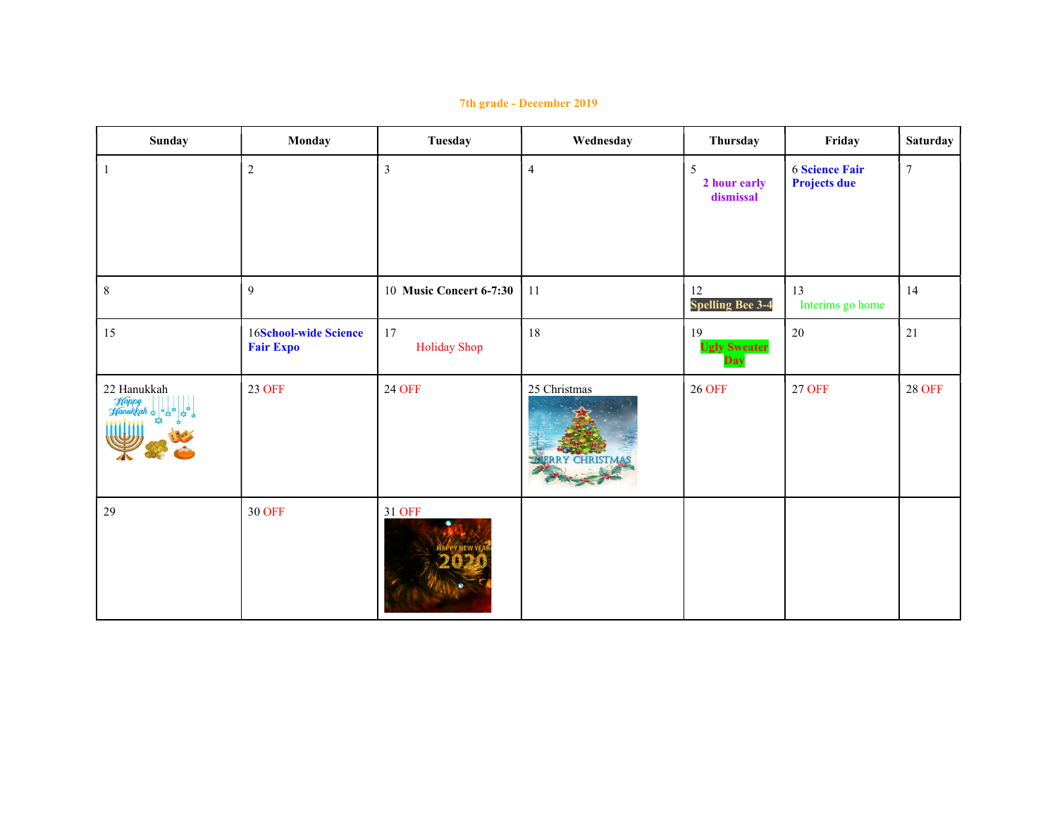# 7th grade - December 2019

| Sunday | Monday | Tuesday | Wednesday | Thursday | Friday | Saturday |
|---|---|---|---|---|---|---|
| 1 | 2 | 3 | 4 | 5 **2 hour early dismissal** | 6 **Science Fair Projects due** | 7 |
| 8 | 9 | 10 **Music Concert 6-7:30** | 11 | 12 **Spelling Bee 3-4** | 13 Interims go home | 14 |
| 15 | 16**School-wide Science Fair Expo** | 17 Holiday Shop | 18 | 19 **Ugly Sweater Day** | 20 | 21 |
| 22 Hanukkah | 23 OFF | 24 OFF | 25 Christmas | 26 OFF | 27 OFF | 28 OFF |
| 29 | 30 OFF | 31 OFF | | | | |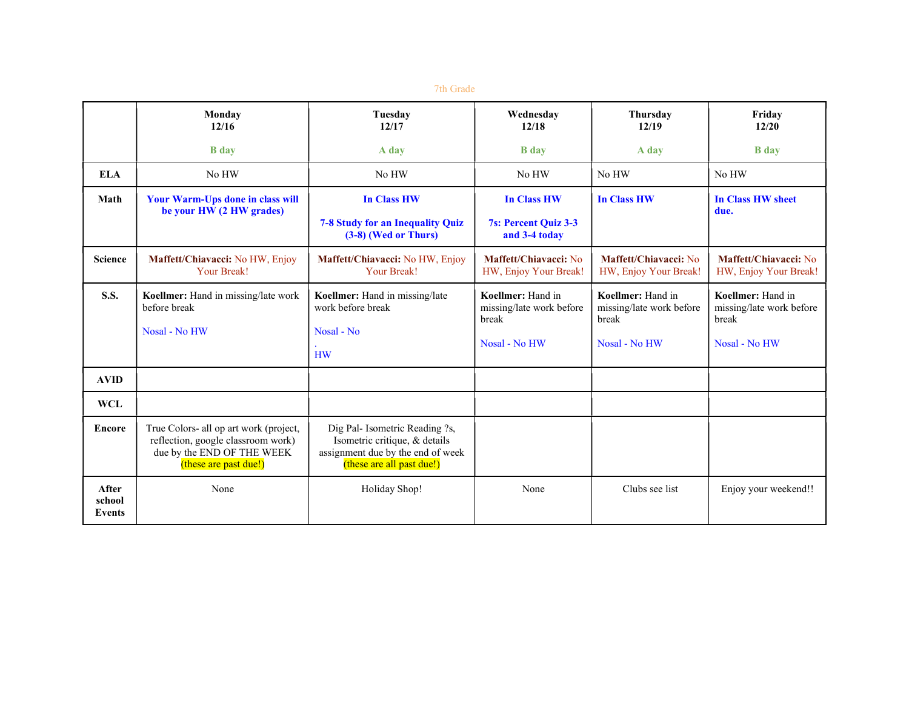7th Grade

| | **Monday 12/16** **B day** | **Tuesday 12/17** **A day** | **Wednesday 12/18** **B day** | **Thursday 12/19** **A day** | **Friday 12/20** **B day** |
|---|---|---|---|---|---|
| **ELA** | No HW | No HW | No HW | No HW | No HW |
| **Math** | **Your Warm-Ups done in class will be your HW (2 HW grades)** | **In Class HW** **7-8 Study for an Inequality Quiz (3-8) (Wed or Thurs)** | **In Class HW** **7s: Percent Quiz 3-3 and 3-4 today** | **In Class HW** | **In Class HW sheet due.** |
| **Science** | **Maffett/Chiavacci:** No HW, Enjoy Your Break! | **Maffett/Chiavacci:** No HW, Enjoy Your Break! | **Maffett/Chiavacci:** No HW, Enjoy Your Break! | **Maffett/Chiavacci:** No HW, Enjoy Your Break! | **Maffett/Chiavacci:** No HW, Enjoy Your Break! |
| **S.S.** | **Koellmer:** Hand in missing/late work before break Nosal - No HW | **Koellmer:** Hand in missing/late work before break Nosal - No . HW | **Koellmer:** Hand in missing/late work before break Nosal - No HW | **Koellmer:** Hand in missing/late work before break Nosal - No HW | **Koellmer:** Hand in missing/late work before break Nosal - No HW |
| **AVID** | | | | | |
| **WCL** | | | | | |
| **Encore** | True Colors- all op art work (project, reflection, google classroom work) due by the END OF THE WEEK (these are past due!) | Dig Pal- Isometric Reading ?s, Isometric critique, & details assignment due by the end of week (these are all past due!) | | | |
| **After school Events** | None | Holiday Shop! | None | Clubs see list | Enjoy your weekend!! |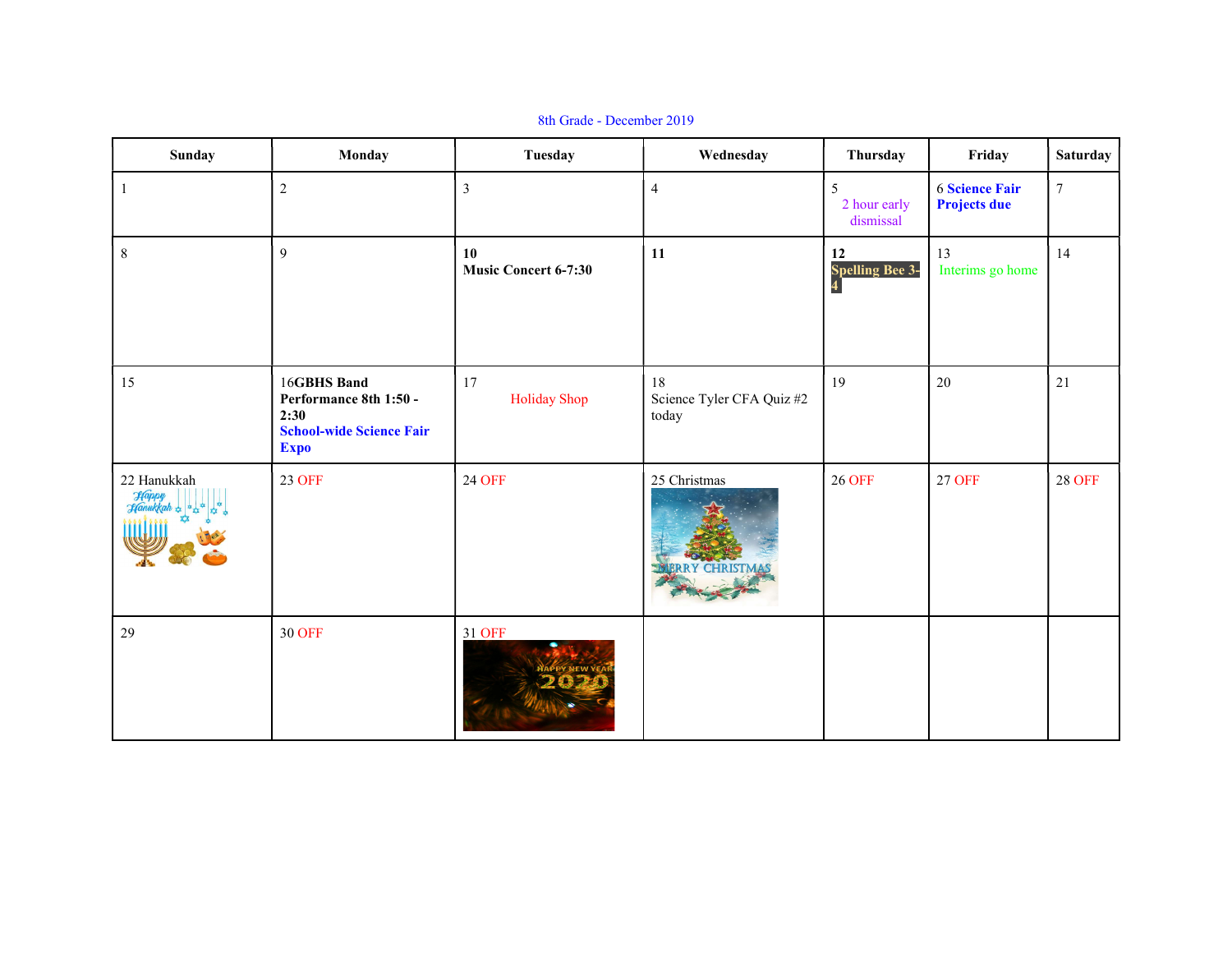8th Grade - December 2019

| Sunday | Monday | Tuesday | Wednesday | Thursday | Friday | Saturday |
|---|---|---|---|---|---|---|
| 1 | 2 | 3 | 4 | 5 2 hour early dismissal | 6 **Science Fair Projects due** | 7 |
| 8 | 9 | **10 Music Concert 6-7:30** | **11** | **12 Spelling Bee 3-4** | 13 Interims go home | 14 |
| 15 | 16**GBHS Band Performance 8th 1:50 - 2:30** **School-wide Science Fair Expo** | 17 Holiday Shop | 18 Science Tyler CFA Quiz #2 today | 19 | 20 | 21 |
| 22 Hanukkah | 23 OFF | 24 OFF | 25 Christmas | 26 OFF | 27 OFF | 28 OFF |
| 29 | 30 OFF | 31 OFF | | | | |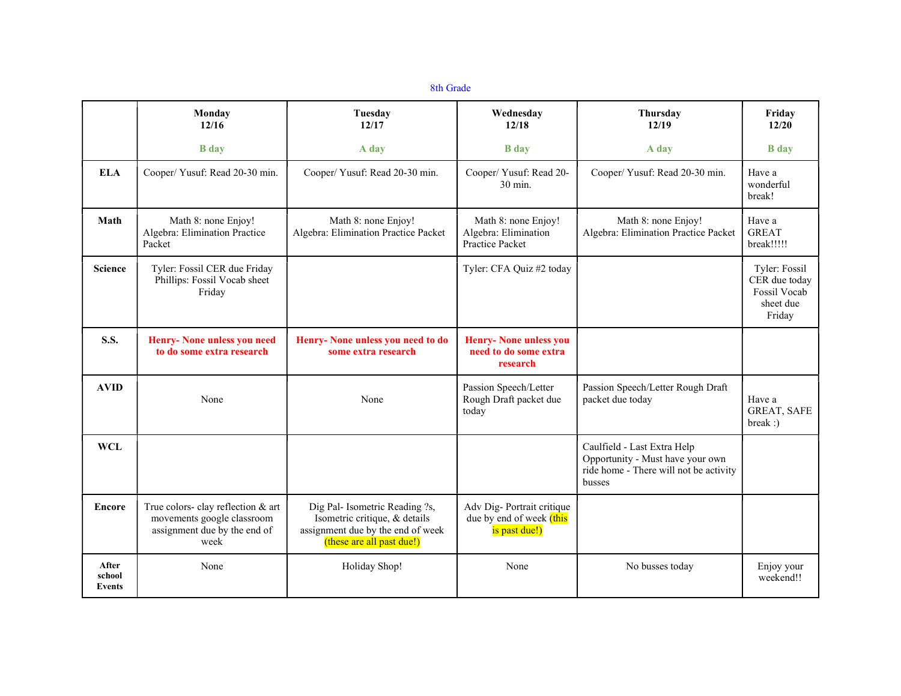8th Grade

| | Monday 12/16 B day | Tuesday 12/17 A day | Wednesday 12/18 B day | Thursday 12/19 A day | Friday 12/20 B day |
|---|---|---|---|---|---|
| **ELA** | Cooper/ Yusuf: Read 20-30 min. | Cooper/ Yusuf: Read 20-30 min. | Cooper/ Yusuf: Read 20-30 min. | Cooper/ Yusuf: Read 20-30 min. | Have a wonderful break! |
| **Math** | Math 8: none Enjoy! Algebra: Elimination Practice Packet | Math 8: none Enjoy! Algebra: Elimination Practice Packet | Math 8: none Enjoy! Algebra: Elimination Practice Packet | Math 8: none Enjoy! Algebra: Elimination Practice Packet | Have a GREAT break!!!!! |
| **Science** | Tyler: Fossil CER due Friday Phillips: Fossil Vocab sheet Friday | | Tyler: CFA Quiz #2 today | | Tyler: Fossil CER due today Fossil Vocab sheet due Friday |
| **S.S.** | **Henry- None unless you need to do some extra research** | **Henry- None unless you need to do some extra research** | **Henry- None unless you need to do some extra research** | | |
| **AVID** | None | None | Passion Speech/Letter Rough Draft packet due today | Passion Speech/Letter Rough Draft packet due today | Have a GREAT, SAFE break :) |
| **WCL** | | | | Caulfield - Last Extra Help Opportunity - Must have your own ride home - There will not be activity busses | |
| **Encore** | True colors- clay reflection & art movements google classroom assignment due by the end of week | Dig Pal- Isometric Reading ?s, Isometric critique, & details assignment due by the end of week (these are all past due!) | Adv Dig- Portrait critique due by end of week (this is past due!) | | |
| **After school Events** | None | Holiday Shop! | None | No busses today | Enjoy your weekend!! |